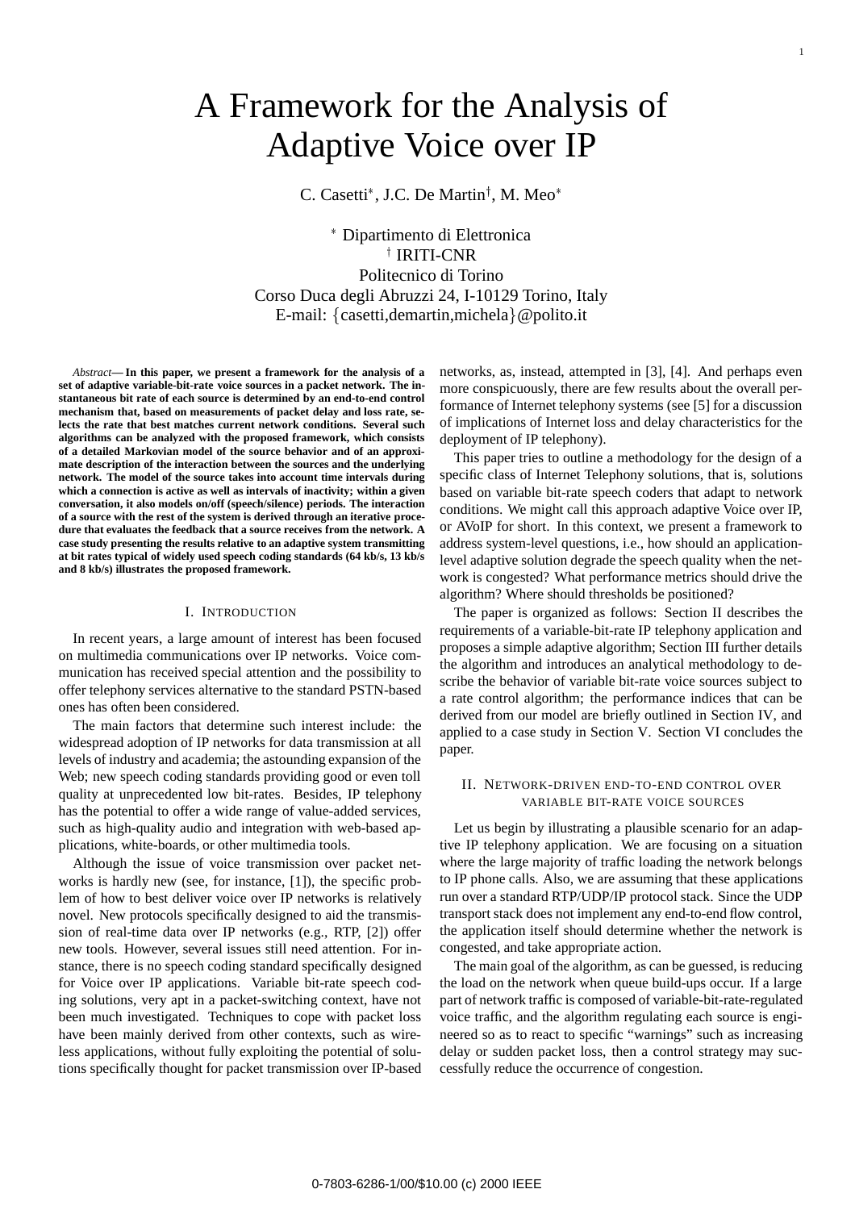# A Framework for the Analysis of Adaptive Voice over IP

C. Casetti[*], J.C. De Martin[†], M. Meo[*]

[*] Dipartimento di Elettronica
[†] IRITI-CNR
Politecnico di Torino
Corso Duca degli Abruzzi 24, I-10129 Torino, Italy
E-mail: {casetti,demartin,michela}@polito.it

*Abstract*— **In this paper, we present a framework for the analysis of a set of adaptive variable-bit-rate voice sources in a packet network. The instantaneous bit rate of each source is determined by an end-to-end control mechanism that, based on measurements of packet delay and loss rate, selects the rate that best matches current network conditions. Several such algorithms can be analyzed with the proposed framework, which consists of a detailed Markovian model of the source behavior and of an approximate description of the interaction between the sources and the underlying network. The model of the source takes into account time intervals during which a connection is active as well as intervals of inactivity; within a given conversation, it also models on/off (speech/silence) periods. The interaction of a source with the rest of the system is derived through an iterative procedure that evaluates the feedback that a source receives from the network. A case study presenting the results relative to an adaptive system transmitting at bit rates typical of widely used speech coding standards (64 kb/s, 13 kb/s and 8 kb/s) illustrates the proposed framework.**

## I. Introduction

In recent years, a large amount of interest has been focused on multimedia communications over IP networks. Voice communication has received special attention and the possibility to offer telephony services alternative to the standard PSTN-based ones has often been considered.

The main factors that determine such interest include: the widespread adoption of IP networks for data transmission at all levels of industry and academia; the astounding expansion of the Web; new speech coding standards providing good or even toll quality at unprecedented low bit-rates. Besides, IP telephony has the potential to offer a wide range of value-added services, such as high-quality audio and integration with web-based applications, white-boards, or other multimedia tools.

Although the issue of voice transmission over packet networks is hardly new (see, for instance, [1]), the specific problem of how to best deliver voice over IP networks is relatively novel. New protocols specifically designed to aid the transmission of real-time data over IP networks (e.g., RTP, [2]) offer new tools. However, several issues still need attention. For instance, there is no speech coding standard specifically designed for Voice over IP applications. Variable bit-rate speech coding solutions, very apt in a packet-switching context, have not been much investigated. Techniques to cope with packet loss have been mainly derived from other contexts, such as wireless applications, without fully exploiting the potential of solutions specifically thought for packet transmission over IP-based networks, as, instead, attempted in [3], [4]. And perhaps even more conspicuously, there are few results about the overall performance of Internet telephony systems (see [5] for a discussion of implications of Internet loss and delay characteristics for the deployment of IP telephony).

This paper tries to outline a methodology for the design of a specific class of Internet Telephony solutions, that is, solutions based on variable bit-rate speech coders that adapt to network conditions. We might call this approach adaptive Voice over IP, or AVoIP for short. In this context, we present a framework to address system-level questions, i.e., how should an application-level adaptive solution degrade the speech quality when the network is congested? What performance metrics should drive the algorithm? Where should thresholds be positioned?

The paper is organized as follows: Section II describes the requirements of a variable-bit-rate IP telephony application and proposes a simple adaptive algorithm; Section III further details the algorithm and introduces an analytical methodology to describe the behavior of variable bit-rate voice sources subject to a rate control algorithm; the performance indices that can be derived from our model are briefly outlined in Section IV, and applied to a case study in Section V. Section VI concludes the paper.

## II. Network-driven end-to-end control over variable bit-rate voice sources

Let us begin by illustrating a plausible scenario for an adaptive IP telephony application. We are focusing on a situation where the large majority of traffic loading the network belongs to IP phone calls. Also, we are assuming that these applications run over a standard RTP/UDP/IP protocol stack. Since the UDP transport stack does not implement any end-to-end flow control, the application itself should determine whether the network is congested, and take appropriate action.

The main goal of the algorithm, as can be guessed, is reducing the load on the network when queue build-ups occur. If a large part of network traffic is composed of variable-bit-rate-regulated voice traffic, and the algorithm regulating each source is engineered so as to react to specific "warnings" such as increasing delay or sudden packet loss, then a control strategy may successfully reduce the occurrence of congestion.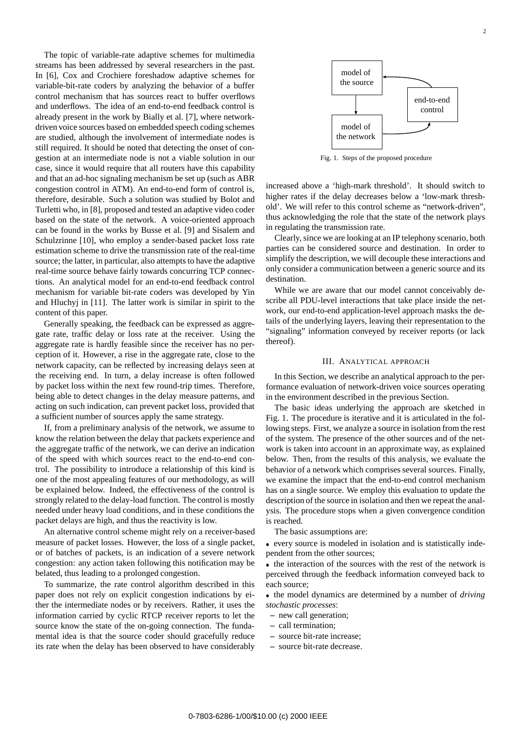The topic of variable-rate adaptive schemes for multimedia streams has been addressed by several researchers in the past. In [6], Cox and Crochiere foreshadow adaptive schemes for variable-bit-rate coders by analyzing the behavior of a buffer control mechanism that has sources react to buffer overflows and underflows. The idea of an end-to-end feedback control is already present in the work by Bially et al. [7], where network-driven voice sources based on embedded speech coding schemes are studied, although the involvement of intermediate nodes is still required. It should be noted that detecting the onset of congestion at an intermediate node is not a viable solution in our case, since it would require that all routers have this capability and that an ad-hoc signaling mechanism be set up (such as ABR congestion control in ATM). An end-to-end form of control is, therefore, desirable. Such a solution was studied by Bolot and Turletti who, in [8], proposed and tested an adaptive video coder based on the state of the network. A voice-oriented approach can be found in the works by Busse et al. [9] and Sisalem and Schulzrinne [10], who employ a sender-based packet loss rate estimation scheme to drive the transmission rate of the real-time source; the latter, in particular, also attempts to have the adaptive real-time source behave fairly towards concurring TCP connections. An analytical model for an end-to-end feedback control mechanism for variable bit-rate coders was developed by Yin and Hluchyj in [11]. The latter work is similar in spirit to the content of this paper.

Generally speaking, the feedback can be expressed as aggregate rate, traffic delay or loss rate at the receiver. Using the aggregate rate is hardly feasible since the receiver has no perception of it. However, a rise in the aggregate rate, close to the network capacity, can be reflected by increasing delays seen at the receiving end. In turn, a delay increase is often followed by packet loss within the next few round-trip times. Therefore, being able to detect changes in the delay measure patterns, and acting on such indication, can prevent packet loss, provided that a sufficient number of sources apply the same strategy.

If, from a preliminary analysis of the network, we assume to know the relation between the delay that packets experience and the aggregate traffic of the network, we can derive an indication of the speed with which sources react to the end-to-end control. The possibility to introduce a relationship of this kind is one of the most appealing features of our methodology, as will be explained below. Indeed, the effectiveness of the control is strongly related to the delay-load function. The control is mostly needed under heavy load conditions, and in these conditions the packet delays are high, and thus the reactivity is low.

An alternative control scheme might rely on a receiver-based measure of packet losses. However, the loss of a single packet, or of batches of packets, is an indication of a severe network congestion: any action taken following this notification may be belated, thus leading to a prolonged congestion.

To summarize, the rate control algorithm described in this paper does not rely on explicit congestion indications by either the intermediate nodes or by receivers. Rather, it uses the information carried by cyclic RTCP receiver reports to let the source know the state of the on-going connection. The fundamental idea is that the source coder should gracefully reduce its rate when the delay has been observed to have considerably increased above a 'high-mark threshold'. It should switch to higher rates if the delay decreases below a 'low-mark threshold'. We will refer to this control scheme as "network-driven", thus acknowledging the role that the state of the network plays in regulating the transmission rate.

Clearly, since we are looking at an IP telephony scenario, both parties can be considered source and destination. In order to simplify the description, we will decouple these interactions and only consider a communication between a generic source and its destination.

While we are aware that our model cannot conceivably describe all PDU-level interactions that take place inside the network, our end-to-end application-level approach masks the details of the underlying layers, leaving their representation to the "signaling" information conveyed by receiver reports (or lack thereof).

model of the source | end-to-end control | model of the network

Fig. 1. Steps of the proposed procedure

## III. Analytical approach

In this Section, we describe an analytical approach to the performance evaluation of network-driven voice sources operating in the environment described in the previous Section.

The basic ideas underlying the approach are sketched in Fig. 1. The procedure is iterative and it is articulated in the following steps. First, we analyze a source in isolation from the rest of the system. The presence of the other sources and of the network is taken into account in an approximate way, as explained below. Then, from the results of this analysis, we evaluate the behavior of a network which comprises several sources. Finally, we examine the impact that the end-to-end control mechanism has on a single source. We employ this evaluation to update the description of the source in isolation and then we repeat the analysis. The procedure stops when a given convergence condition is reached.

The basic assumptions are:

- every source is modeled in isolation and is statistically independent from the other sources;
- the interaction of the sources with the rest of the network is perceived through the feedback information conveyed back to each source;
- the model dynamics are determined by a number of *driving stochastic processes*:
  - new call generation;
  - call termination;
  - source bit-rate increase;
  - source bit-rate decrease.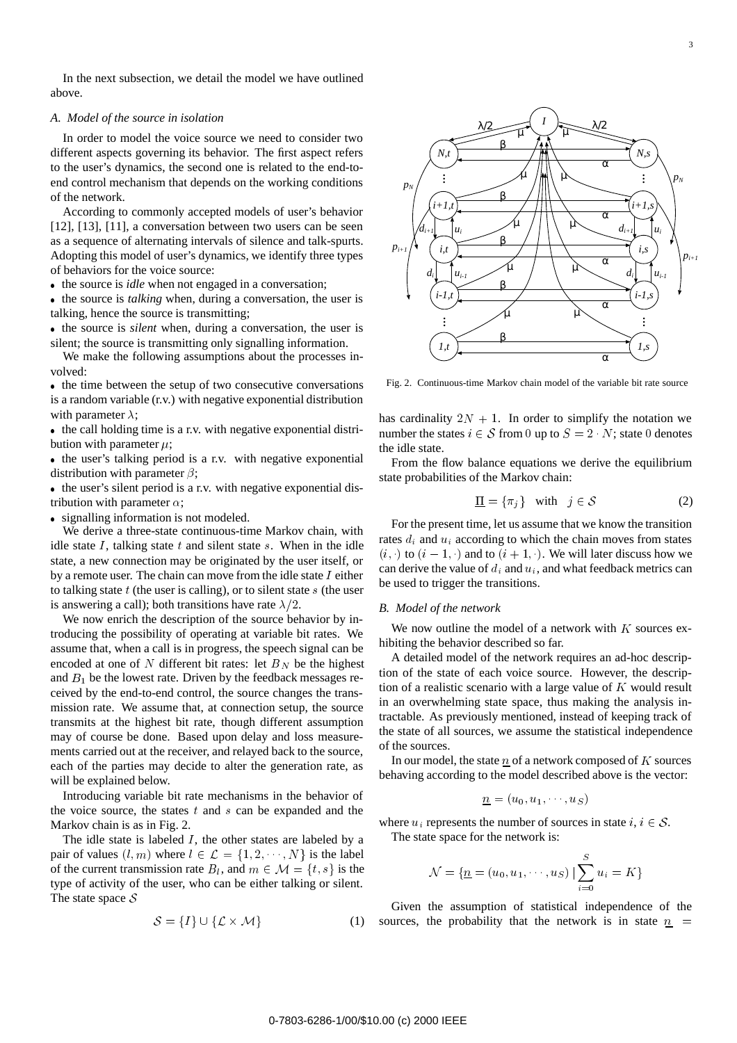In the next subsection, we detail the model we have outlined above.

### *A. Model of the source in isolation*

In order to model the voice source we need to consider two different aspects governing its behavior. The first aspect refers to the user's dynamics, the second one is related to the end-to-end control mechanism that depends on the working conditions of the network.

According to commonly accepted models of user's behavior [12], [13], [11], a conversation between two users can be seen as a sequence of alternating intervals of silence and talk-spurts. Adopting this model of user's dynamics, we identify three types of behaviors for the voice source:

- the source is *idle* when not engaged in a conversation;
- the source is *talking* when, during a conversation, the user is talking, hence the source is transmitting;
- the source is *silent* when, during a conversation, the user is silent; the source is transmitting only signalling information.

We make the following assumptions about the processes involved:

- the time between the setup of two consecutive conversations is a random variable (r.v.) with negative exponential distribution with parameter $\lambda$;
- the call holding time is a r.v. with negative exponential distribution with parameter $\mu$;
- the user's talking period is a r.v. with negative exponential distribution with parameter $\beta$;
- the user's silent period is a r.v. with negative exponential distribution with parameter $\alpha$;
- signalling information is not modeled.

We derive a three-state continuous-time Markov chain, with idle state $I$, talking state $t$ and silent state $s$. When in the idle state, a new connection may be originated by the user itself, or by a remote user. The chain can move from the idle state $I$ either to talking state $t$ (the user is calling), or to silent state $s$ (the user is answering a call); both transitions have rate $\lambda/2$.

We now enrich the description of the source behavior by introducing the possibility of operating at variable bit rates. We assume that, when a call is in progress, the speech signal can be encoded at one of $N$ different bit rates: let $B_N$ be the highest and $B_1$ be the lowest rate. Driven by the feedback messages received by the end-to-end control, the source changes the transmission rate. We assume that, at connection setup, the source transmits at the highest bit rate, though different assumption may of course be done. Based upon delay and loss measurements carried out at the receiver, and relayed back to the source, each of the parties may decide to alter the generation rate, as will be explained below.

Introducing variable bit rate mechanisms in the behavior of the voice source, the states $t$ and $s$ can be expanded and the Markov chain is as in Fig. 2.

The idle state is labeled $I$, the other states are labeled by a pair of values $(l, m)$ where $l \in \mathcal{L} = \{1, 2, \cdots, N\}$ is the label of the current transmission rate $B_l$, and $m \in \mathcal{M} = \{t, s\}$ is the type of activity of the user, who can be either talking or silent. The state space $\mathcal{S}$

$$\mathcal{S} = \{I\} \cup \{\mathcal{L} \times \mathcal{M}\} \tag{1}$$

Fig. 2. Continuous-time Markov chain model of the variable bit rate source

has cardinality $2N + 1$. In order to simplify the notation we number the states $i \in \mathcal{S}$ from $0$ up to $S = 2 \cdot N$; state $0$ denotes the idle state.

From the flow balance equations we derive the equilibrium state probabilities of the Markov chain:

$$\underline{\Pi} = \{\pi_j\} \quad \text{with} \quad j \in \mathcal{S} \tag{2}$$

For the present time, let us assume that we know the transition rates $d_i$ and $u_i$ according to which the chain moves from states $(i, \cdot)$ to $(i-1, \cdot)$ and to $(i+1, \cdot)$. We will later discuss how we can derive the value of $d_i$ and $u_i$, and what feedback metrics can be used to trigger the transitions.

### *B. Model of the network*

We now outline the model of a network with $K$ sources exhibiting the behavior described so far.

A detailed model of the network requires an ad-hoc description of the state of each voice source. However, the description of a realistic scenario with a large value of $K$ would result in an overwhelming state space, thus making the analysis intractable. As previously mentioned, instead of keeping track of the state of all sources, we assume the statistical independence of the sources.

In our model, the state $\underline{n}$ of a network composed of $K$ sources behaving according to the model described above is the vector:

$$\underline{n} = (u_0, u_1, \cdots, u_S)$$

where $u_i$ represents the number of sources in state $i$, $i \in \mathcal{S}$.

The state space for the network is:

$$\mathcal{N} = \{\underline{n} = (u_0, u_1, \cdots, u_S) \mid \sum_{i=0}^{S} u_i = K\}$$

Given the assumption of statistical independence of the sources, the probability that the network is in state $\underline{n} =$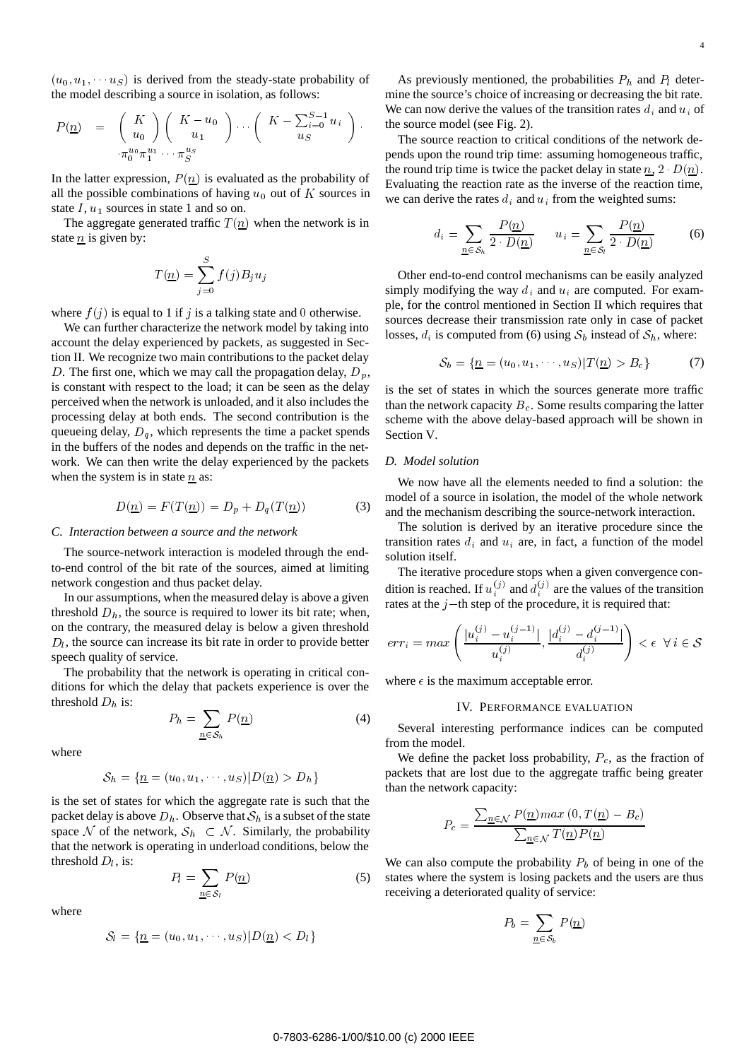$(u_0, u_1, \cdots u_S)$ is derived from the steady-state probability of the model describing a source in isolation, as follows:

$$P(\underline{n}) = \binom{K}{u_0}\binom{K-u_0}{u_1}\cdots\binom{K-\sum_{i=0}^{S-1}u_i}{u_S}\cdot \pi_0^{u_0}\pi_1^{u_1}\cdots\pi_S^{u_S}$$

In the latter expression, $P(\underline{n})$ is evaluated as the probability of all the possible combinations of having $u_0$ out of $K$ sources in state $I$, $u_1$ sources in state 1 and so on.

The aggregate generated traffic $T(\underline{n})$ when the network is in state $\underline{n}$ is given by:

$$T(\underline{n}) = \sum_{j=0}^{S} f(j) B_j u_j$$

where $f(j)$ is equal to 1 if $j$ is a talking state and 0 otherwise.

We can further characterize the network model by taking into account the delay experienced by packets, as suggested in Section II. We recognize two main contributions to the packet delay $D$. The first one, which we may call the propagation delay, $D_p$, is constant with respect to the load; it can be seen as the delay perceived when the network is unloaded, and it also includes the processing delay at both ends. The second contribution is the queueing delay, $D_q$, which represents the time a packet spends in the buffers of the nodes and depends on the traffic in the network. We can then write the delay experienced by the packets when the system is in state $\underline{n}$ as:

$$D(\underline{n}) = F(T(\underline{n})) = D_p + D_q(T(\underline{n})) \tag{3}$$

### C. Interaction between a source and the network

The source-network interaction is modeled through the end-to-end control of the bit rate of the sources, aimed at limiting network congestion and thus packet delay.

In our assumptions, when the measured delay is above a given threshold $D_h$, the source is required to lower its bit rate; when, on the contrary, the measured delay is below a given threshold $D_l$, the source can increase its bit rate in order to provide better speech quality of service.

The probability that the network is operating in critical conditions for which the delay that packets experience is over the threshold $D_h$ is:

$$P_h = \sum_{\underline{n}\in\mathcal{S}_h} P(\underline{n}) \tag{4}$$

where

$$\mathcal{S}_h = \{\underline{n} = (u_0, u_1, \cdots, u_S) | D(\underline{n}) > D_h\}$$

is the set of states for which the aggregate rate is such that the packet delay is above $D_h$. Observe that $\mathcal{S}_h$ is a subset of the state space $\mathcal{N}$ of the network, $\mathcal{S}_h \subset \mathcal{N}$. Similarly, the probability that the network is operating in underload conditions, below the threshold $D_l$, is:

$$P_l = \sum_{\underline{n}\in\mathcal{S}_l} P(\underline{n}) \tag{5}$$

where

$$\mathcal{S}_l = \{\underline{n} = (u_0, u_1, \cdots, u_S) | D(\underline{n}) < D_l\}$$

As previously mentioned, the probabilities $P_h$ and $P_l$ determine the source's choice of increasing or decreasing the bit rate. We can now derive the values of the transition rates $d_i$ and $u_i$ of the source model (see Fig. 2).

The source reaction to critical conditions of the network depends upon the round trip time: assuming homogeneous traffic, the round trip time is twice the packet delay in state $\underline{n}$, $2\cdot D(\underline{n})$. Evaluating the reaction rate as the inverse of the reaction time, we can derive the rates $d_i$ and $u_i$ from the weighted sums:

$$d_i = \sum_{\underline{n}\in\mathcal{S}_h} \frac{P(\underline{n})}{2\cdot D(\underline{n})} \qquad u_i = \sum_{\underline{n}\in\mathcal{S}_l} \frac{P(\underline{n})}{2\cdot D(\underline{n})} \tag{6}$$

Other end-to-end control mechanisms can be easily analyzed simply modifying the way $d_i$ and $u_i$ are computed. For example, for the control mentioned in Section II which requires that sources decrease their transmission rate only in case of packet losses, $d_i$ is computed from (6) using $\mathcal{S}_b$ instead of $\mathcal{S}_h$, where:

$$\mathcal{S}_b = \{\underline{n} = (u_0, u_1, \cdots, u_S) | T(\underline{n}) > B_c\} \tag{7}$$

is the set of states in which the sources generate more traffic than the network capacity $B_c$. Some results comparing the latter scheme with the above delay-based approach will be shown in Section V.

### D. Model solution

We now have all the elements needed to find a solution: the model of a source in isolation, the model of the whole network and the mechanism describing the source-network interaction.

The solution is derived by an iterative procedure since the transition rates $d_i$ and $u_i$ are, in fact, a function of the model solution itself.

The iterative procedure stops when a given convergence condition is reached. If $u_i^{(j)}$ and $d_i^{(j)}$ are the values of the transition rates at the $j-$th step of the procedure, it is required that:

$$err_i = max\left(\frac{|u_i^{(j)} - u_i^{(j-1)}|}{u_i^{(j)}}, \frac{|d_i^{(j)} - d_i^{(j-1)}|}{d_i^{(j)}}\right) < \epsilon \;\; \forall\, i \in \mathcal{S}$$

where $\epsilon$ is the maximum acceptable error.

## IV. Performance evaluation

Several interesting performance indices can be computed from the model.

We define the packet loss probability, $P_c$, as the fraction of packets that are lost due to the aggregate traffic being greater than the network capacity:

$$P_c = \frac{\sum_{\underline{n}\in\mathcal{N}} P(\underline{n}) max\,(0, T(\underline{n}) - B_c)}{\sum_{\underline{n}\in\mathcal{N}} T(\underline{n}) P(\underline{n})}$$

We can also compute the probability $P_b$ of being in one of the states where the system is losing packets and the users are thus receiving a deteriorated quality of service:

$$P_b = \sum_{\underline{n}\in\mathcal{S}_b} P(\underline{n})$$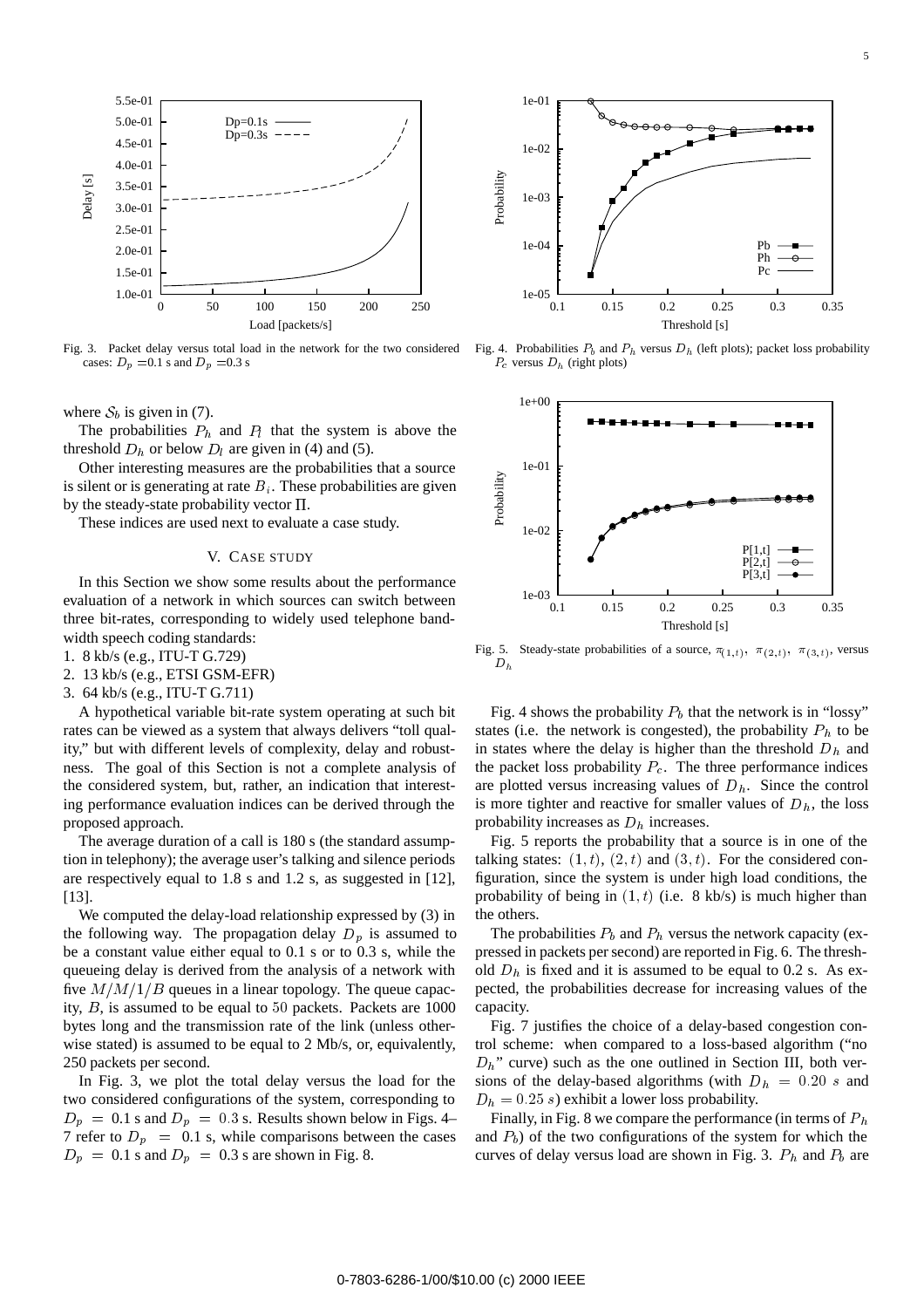Fig. 3. Packet delay versus total load in the network for the two considered cases: $D_p$ =0.1 s and $D_p$ =0.3 s

Fig. 4. Probabilities $P_b$ and $P_h$ versus $D_h$ (left plots); packet loss probability $P_c$ versus $D_h$ (right plots)

Fig. 5. Steady-state probabilities of a source, $\pi_{(1,t)}$, $\pi_{(2,t)}$, $\pi_{(3,t)}$, versus $D_h$

where $\mathcal{S}_b$ is given in (7).

The probabilities $P_h$ and $P_l$ that the system is above the threshold $D_h$ or below $D_l$ are given in (4) and (5).

Other interesting measures are the probabilities that a source is silent or is generating at rate $B_i$. These probabilities are given by the steady-state probability vector $\Pi$.

These indices are used next to evaluate a case study.

## V. Case study

In this Section we show some results about the performance evaluation of a network in which sources can switch between three bit-rates, corresponding to widely used telephone bandwidth speech coding standards:

1. 8 kb/s (e.g., ITU-T G.729)
2. 13 kb/s (e.g., ETSI GSM-EFR)
3. 64 kb/s (e.g., ITU-T G.711)

A hypothetical variable bit-rate system operating at such bit rates can be viewed as a system that always delivers "toll quality," but with different levels of complexity, delay and robustness. The goal of this Section is not a complete analysis of the considered system, but, rather, an indication that interesting performance evaluation indices can be derived through the proposed approach.

The average duration of a call is 180 s (the standard assumption in telephony); the average user's talking and silence periods are respectively equal to 1.8 s and 1.2 s, as suggested in [12], [13].

We computed the delay-load relationship expressed by (3) in the following way. The propagation delay $D_p$ is assumed to be a constant value either equal to 0.1 s or to 0.3 s, while the queueing delay is derived from the analysis of a network with five $M/M/1/B$ queues in a linear topology. The queue capacity, $B$, is assumed to be equal to 50 packets. Packets are 1000 bytes long and the transmission rate of the link (unless otherwise stated) is assumed to be equal to 2 Mb/s, or, equivalently, 250 packets per second.

In Fig. 3, we plot the total delay versus the load for the two considered configurations of the system, corresponding to $D_p$ = 0.1 s and $D_p = 0.3$ s. Results shown below in Figs. 4–7 refer to $D_p$ = 0.1 s, while comparisons between the cases $D_p$ = 0.1 s and $D_p$ = 0.3 s are shown in Fig. 8.

Fig. 4 shows the probability $P_b$ that the network is in "lossy" states (i.e. the network is congested), the probability $P_h$ to be in states where the delay is higher than the threshold $D_h$ and the packet loss probability $P_c$. The three performance indices are plotted versus increasing values of $D_h$. Since the control is more tighter and reactive for smaller values of $D_h$, the loss probability increases as $D_h$ increases.

Fig. 5 reports the probability that a source is in one of the talking states: $(1,t)$, $(2,t)$ and $(3,t)$. For the considered configuration, since the system is under high load conditions, the probability of being in $(1,t)$ (i.e. 8 kb/s) is much higher than the others.

The probabilities $P_b$ and $P_h$ versus the network capacity (expressed in packets per second) are reported in Fig. 6. The threshold $D_h$ is fixed and it is assumed to be equal to 0.2 s. As expected, the probabilities decrease for increasing values of the capacity.

Fig. 7 justifies the choice of a delay-based congestion control scheme: when compared to a loss-based algorithm ("no $D_h$" curve) such as the one outlined in Section III, both versions of the delay-based algorithms (with $D_h = 0.20\ s$ and $D_h = 0.25\ s$) exhibit a lower loss probability.

Finally, in Fig. 8 we compare the performance (in terms of $P_h$ and $P_b$) of the two configurations of the system for which the curves of delay versus load are shown in Fig. 3. $P_h$ and $P_b$ are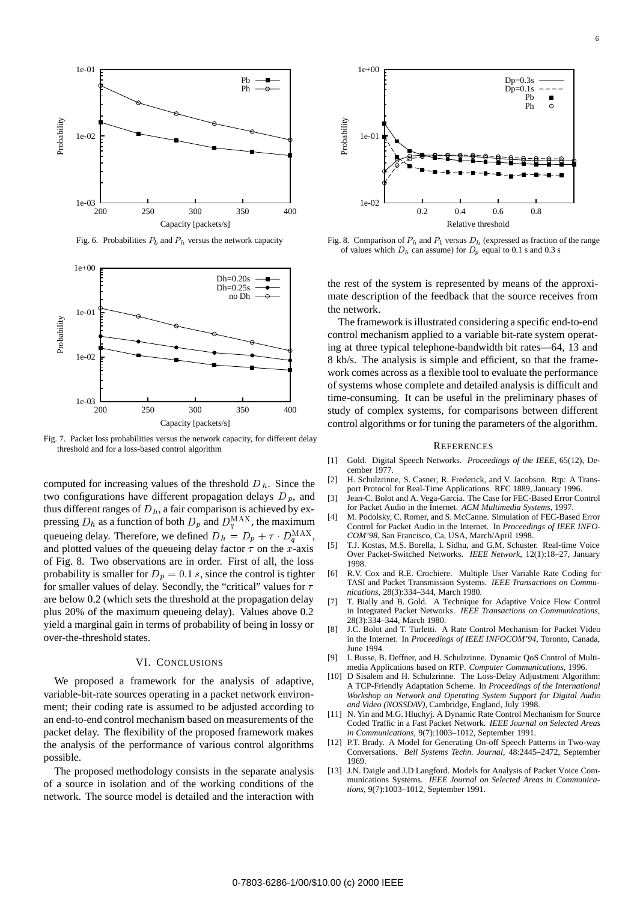1e-01

Pb
Ph

Probability

1e-02

1e-03

200 250 300 350 400

Capacity [packets/s]

Fig. 6. Probabilities $P_b$ and $P_h$ versus the network capacity

1e+00

Dh=0.20s
Dh=0.25s
no Dh

1e-01

Probability

1e-02

1e-03

200 250 300 350 400

Capacity [packets/s]

Fig. 7. Packet loss probabilities versus the network capacity, for different delay threshold and for a loss-based control algorithm

computed for increasing values of the threshold $D_h$. Since the two configurations have different propagation delays $D_p$, and thus different ranges of $D_h$, a fair comparison is achieved by expressing $D_h$ as a function of both $D_p$ and $D_q^{\rm MAX}$, the maximum queueing delay. Therefore, we defined $D_h = D_p + \tau \cdot D_q^{\rm MAX}$, and plotted values of the queueing delay factor $\tau$ on the $x$-axis of Fig. 8. Two observations are in order. First of all, the loss probability is smaller for $D_p = 0.1\ s$, since the control is tighter for smaller values of delay. Secondly, the "critical" values for $\tau$ are below 0.2 (which sets the threshold at the propagation delay plus 20% of the maximum queueing delay). Values above 0.2 yield a marginal gain in terms of probability of being in lossy or over-the-threshold states.

## VI. Conclusions

We proposed a framework for the analysis of adaptive, variable-bit-rate sources operating in a packet network environment; their coding rate is assumed to be adjusted according to an end-to-end control mechanism based on measurements of the packet delay. The flexibility of the proposed framework makes the analysis of the performance of various control algorithms possible.

The proposed methodology consists in the separate analysis of a source in isolation and of the working conditions of the network. The source model is detailed and the interaction with

1e+00

Dp=0.3s
Dp=0.1s
Pb
Ph

1e-01

Probability

1e-02

0.2 0.4 0.6 0.8

Relative threshold

Fig. 8. Comparison of $P_h$ and $P_b$ versus $D_h$ (expressed as fraction of the range of values which $D_h$ can assume) for $D_p$ equal to 0.1 s and 0.3 s

the rest of the system is represented by means of the approximate description of the feedback that the source receives from the network.

The framework is illustrated considering a specific end-to-end control mechanism applied to a variable bit-rate system operating at three typical telephone-bandwidth bit rates—64, 13 and 8 kb/s. The analysis is simple and efficient, so that the framework comes across as a flexible tool to evaluate the performance of systems whose complete and detailed analysis is difficult and time-consuming. It can be useful in the preliminary phases of study of complex systems, for comparisons between different control algorithms or for tuning the parameters of the algorithm.

## References

[1] Gold. Digital Speech Networks. *Proceedings of the IEEE*, 65(12), December 1977.

[2] H. Schulzrinne, S. Casner, R. Frederick, and V. Jacobson. Rtp: A Transport Protocol for Real-Time Applications. RFC 1889, January 1996.

[3] Jean-C. Bolot and A. Vega-Garcia. The Case for FEC-Based Error Control for Packet Audio in the Internet. *ACM Multimedia Systems*, 1997.

[4] M. Podolsky, C. Romer, and S. McCanne. Simulation of FEC-Based Error Control for Packet Audio in the Internet. In *Proceedings of IEEE INFOCOM'98*, San Francisco, Ca, USA, March/April 1998.

[5] T.J. Kostas, M.S. Borella, I. Sidhu, and G.M. Schuster. Real-time Voice Over Packet-Switched Networks. *IEEE Network*, 12(1):18–27, January 1998.

[6] R.V. Cox and R.E. Crochiere. Multiple User Variable Rate Coding for TASI and Packet Transmission Systems. *IEEE Transactions on Communications*, 28(3):334–344, March 1980.

[7] T. Bially and B. Gold. A Technique for Adaptive Voice Flow Control in Integrated Packet Networks. *IEEE Transactions on Communications*, 28(3):334–344, March 1980.

[8] J.C. Bolot and T. Turletti. A Rate Control Mechanism for Packet Video in the Internet. In *Proceedings of IEEE INFOCOM'94*, Toronto, Canada, June 1994.

[9] I. Busse, B. Deffner, and H. Schulzrinne. Dynamic QoS Control of Multimedia Applications based on RTP. *Computer Communications*, 1996.

[10] D Sisalem and H. Schulzrinne. The Loss-Delay Adjustment Algorithm: A TCP-Friendly Adaptation Scheme. In *Proceedings of the International Workshop on Network and Operating System Support for Digital Audio and Video (NOSSDAV)*, Cambridge, England, July 1998.

[11] N. Yin and M.G. Hluchyj. A Dynamic Rate Control Mechanism for Source Coded Traffic in a Fast Packet Network. *IEEE Journal on Selected Areas in Communications*, 9(7):1003–1012, September 1991.

[12] P.T. Brady. A Model for Generating On-off Speech Patterns in Two-way Conversations. *Bell Systems Techn. Journal*, 48:2445–2472, September 1969.

[13] J.N. Daigle and J.D Langford. Models for Analysis of Packet Voice Communications Systems. *IEEE Journal on Selected Areas in Communications*, 9(7):1003–1012, September 1991.

0-7803-6286-1/00/$10.00 (c) 2000 IEEE